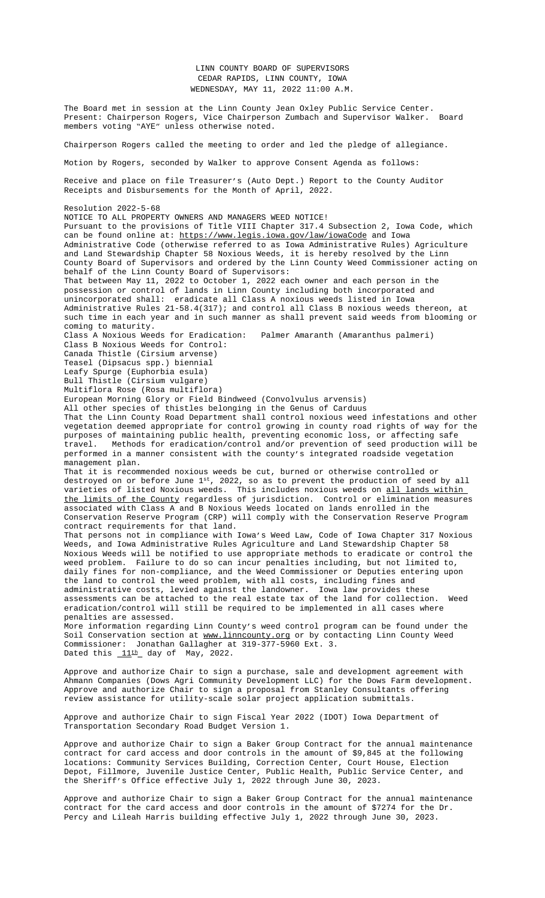LINN COUNTY BOARD OF SUPERVISORS
CEDAR RAPIDS, LINN COUNTY, IOWA
WEDNESDAY, MAY 11, 2022 11:00 A.M.

The Board met in session at the Linn County Jean Oxley Public Service Center. Present: Chairperson Rogers, Vice Chairperson Zumbach and Supervisor Walker. Board members voting "AYE" unless otherwise noted.

Chairperson Rogers called the meeting to order and led the pledge of allegiance.

Motion by Rogers, seconded by Walker to approve Consent Agenda as follows:

Receive and place on file Treasurer's (Auto Dept.) Report to the County Auditor Receipts and Disbursements for the Month of April, 2022.

Resolution 2022-5-68
NOTICE TO ALL PROPERTY OWNERS AND MANAGERS WEED NOTICE!
Pursuant to the provisions of Title VIII Chapter 317.4 Subsection 2, Iowa Code, which can be found online at: https://www.legis.iowa.gov/law/iowaCode and Iowa Administrative Code (otherwise referred to as Iowa Administrative Rules) Agriculture and Land Stewardship Chapter 58 Noxious Weeds, it is hereby resolved by the Linn County Board of Supervisors and ordered by the Linn County Weed Commissioner acting on behalf of the Linn County Board of Supervisors:
That between May 11, 2022 to October 1, 2022 each owner and each person in the possession or control of lands in Linn County including both incorporated and unincorporated shall: eradicate all Class A noxious weeds listed in Iowa Administrative Rules 21-58.4(317); and control all Class B noxious weeds thereon, at such time in each year and in such manner as shall prevent said weeds from blooming or coming to maturity.
Class A Noxious Weeds for Eradication: Palmer Amaranth (Amaranthus palmeri)
Class B Noxious Weeds for Control:
Canada Thistle (Cirsium arvense)
Teasel (Dipsacus spp.) biennial
Leafy Spurge (Euphorbia esula)
Bull Thistle (Cirsium vulgare)
Multiflora Rose (Rosa multiflora)
European Morning Glory or Field Bindweed (Convolvulus arvensis)
All other species of thistles belonging in the Genus of Carduus
That the Linn County Road Department shall control noxious weed infestations and other vegetation deemed appropriate for control growing in county road rights of way for the purposes of maintaining public health, preventing economic loss, or affecting safe travel. Methods for eradication/control and/or prevention of seed production will be performed in a manner consistent with the county's integrated roadside vegetation management plan.
That it is recommended noxious weeds be cut, burned or otherwise controlled or destroyed on or before June 1st, 2022, so as to prevent the production of seed by all varieties of listed Noxious weeds. This includes noxious weeds on all lands within the limits of the County regardless of jurisdiction. Control or elimination measures associated with Class A and B Noxious Weeds located on lands enrolled in the Conservation Reserve Program (CRP) will comply with the Conservation Reserve Program contract requirements for that land.
That persons not in compliance with Iowa's Weed Law, Code of Iowa Chapter 317 Noxious Weeds, and Iowa Administrative Rules Agriculture and Land Stewardship Chapter 58 Noxious Weeds will be notified to use appropriate methods to eradicate or control the weed problem. Failure to do so can incur penalties including, but not limited to, daily fines for non-compliance, and the Weed Commissioner or Deputies entering upon the land to control the weed problem, with all costs, including fines and administrative costs, levied against the landowner. Iowa law provides these assessments can be attached to the real estate tax of the land for collection. Weed eradication/control will still be required to be implemented in all cases where penalties are assessed.
More information regarding Linn County's weed control program can be found under the Soil Conservation section at www.linncounty.org or by contacting Linn County Weed Commissioner: Jonathan Gallagher at 319-377-5960 Ext. 3.
Dated this 11th day of May, 2022.

Approve and authorize Chair to sign a purchase, sale and development agreement with Ahmann Companies (Dows Agri Community Development LLC) for the Dows Farm development.
Approve and authorize Chair to sign a proposal from Stanley Consultants offering review assistance for utility-scale solar project application submittals.

Approve and authorize Chair to sign Fiscal Year 2022 (IDOT) Iowa Department of Transportation Secondary Road Budget Version 1.

Approve and authorize Chair to sign a Baker Group Contract for the annual maintenance contract for card access and door controls in the amount of $9,845 at the following locations: Community Services Building, Correction Center, Court House, Election Depot, Fillmore, Juvenile Justice Center, Public Health, Public Service Center, and the Sheriff's Office effective July 1, 2022 through June 30, 2023.

Approve and authorize Chair to sign a Baker Group Contract for the annual maintenance contract for the card access and door controls in the amount of $7274 for the Dr. Percy and Lileah Harris building effective July 1, 2022 through June 30, 2023.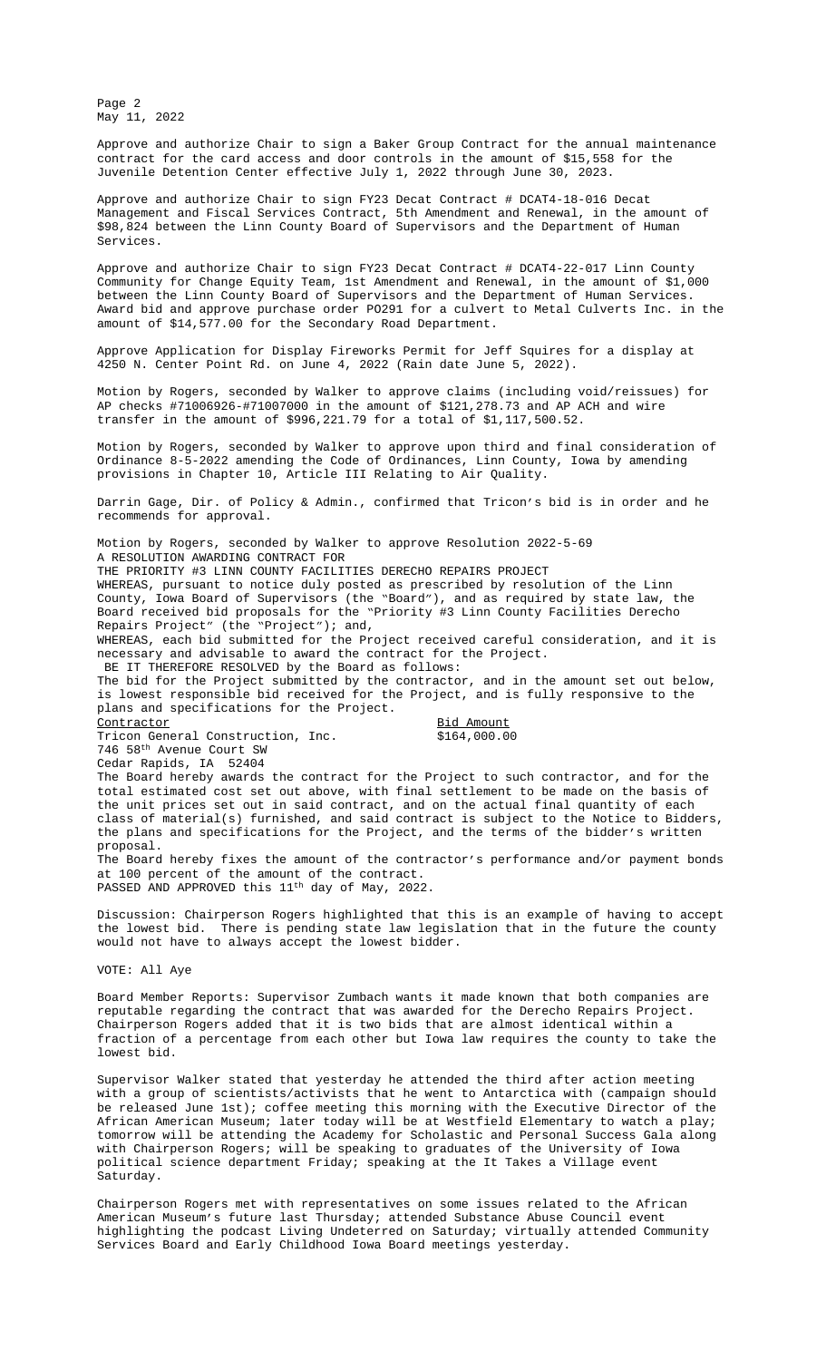Approve and authorize Chair to sign a Baker Group Contract for the annual maintenance contract for the card access and door controls in the amount of $15,558 for the Juvenile Detention Center effective July 1, 2022 through June 30, 2023.

Approve and authorize Chair to sign FY23 Decat Contract # DCAT4-18-016 Decat Management and Fiscal Services Contract, 5th Amendment and Renewal, in the amount of $98,824 between the Linn County Board of Supervisors and the Department of Human Services.

Approve and authorize Chair to sign FY23 Decat Contract # DCAT4-22-017 Linn County Community for Change Equity Team, 1st Amendment and Renewal, in the amount of $1,000 between the Linn County Board of Supervisors and the Department of Human Services. Award bid and approve purchase order PO291 for a culvert to Metal Culverts Inc. in the amount of $14,577.00 for the Secondary Road Department.

Approve Application for Display Fireworks Permit for Jeff Squires for a display at 4250 N. Center Point Rd. on June 4, 2022 (Rain date June 5, 2022).

Motion by Rogers, seconded by Walker to approve claims (including void/reissues) for AP checks #71006926-#71007000 in the amount of $121,278.73 and AP ACH and wire transfer in the amount of $996,221.79 for a total of $1,117,500.52.

Motion by Rogers, seconded by Walker to approve upon third and final consideration of Ordinance 8-5-2022 amending the Code of Ordinances, Linn County, Iowa by amending provisions in Chapter 10, Article III Relating to Air Quality.

Darrin Gage, Dir. of Policy & Admin., confirmed that Tricon's bid is in order and he recommends for approval.

Motion by Rogers, seconded by Walker to approve Resolution 2022-5-69
A RESOLUTION AWARDING CONTRACT FOR
THE PRIORITY #3 LINN COUNTY FACILITIES DERECHO REPAIRS PROJECT
WHEREAS, pursuant to notice duly posted as prescribed by resolution of the Linn County, Iowa Board of Supervisors (the "Board"), and as required by state law, the Board received bid proposals for the "Priority #3 Linn County Facilities Derecho Repairs Project" (the "Project"); and,
WHEREAS, each bid submitted for the Project received careful consideration, and it is necessary and advisable to award the contract for the Project.
BE IT THEREFORE RESOLVED by the Board as follows:
The bid for the Project submitted by the contractor, and in the amount set out below, is lowest responsible bid received for the Project, and is fully responsive to the plans and specifications for the Project.

| Contractor | Bid Amount |
|---|---|
| Tricon General Construction, Inc.<br>746 58th Avenue Court SW<br>Cedar Rapids, IA 52404 | $164,000.00 |

The Board hereby awards the contract for the Project to such contractor, and for the total estimated cost set out above, with final settlement to be made on the basis of the unit prices set out in said contract, and on the actual final quantity of each class of material(s) furnished, and said contract is subject to the Notice to Bidders, the plans and specifications for the Project, and the terms of the bidder's written proposal.
The Board hereby fixes the amount of the contractor's performance and/or payment bonds at 100 percent of the amount of the contract.
PASSED AND APPROVED this 11th day of May, 2022.

Discussion: Chairperson Rogers highlighted that this is an example of having to accept the lowest bid. There is pending state law legislation that in the future the county would not have to always accept the lowest bidder.

VOTE: All Aye

Board Member Reports: Supervisor Zumbach wants it made known that both companies are reputable regarding the contract that was awarded for the Derecho Repairs Project. Chairperson Rogers added that it is two bids that are almost identical within a fraction of a percentage from each other but Iowa law requires the county to take the lowest bid.

Supervisor Walker stated that yesterday he attended the third after action meeting with a group of scientists/activists that he went to Antarctica with (campaign should be released June 1st); coffee meeting this morning with the Executive Director of the African American Museum; later today will be at Westfield Elementary to watch a play; tomorrow will be attending the Academy for Scholastic and Personal Success Gala along with Chairperson Rogers; will be speaking to graduates of the University of Iowa political science department Friday; speaking at the It Takes a Village event Saturday.

Chairperson Rogers met with representatives on some issues related to the African American Museum's future last Thursday; attended Substance Abuse Council event highlighting the podcast Living Undeterred on Saturday; virtually attended Community Services Board and Early Childhood Iowa Board meetings yesterday.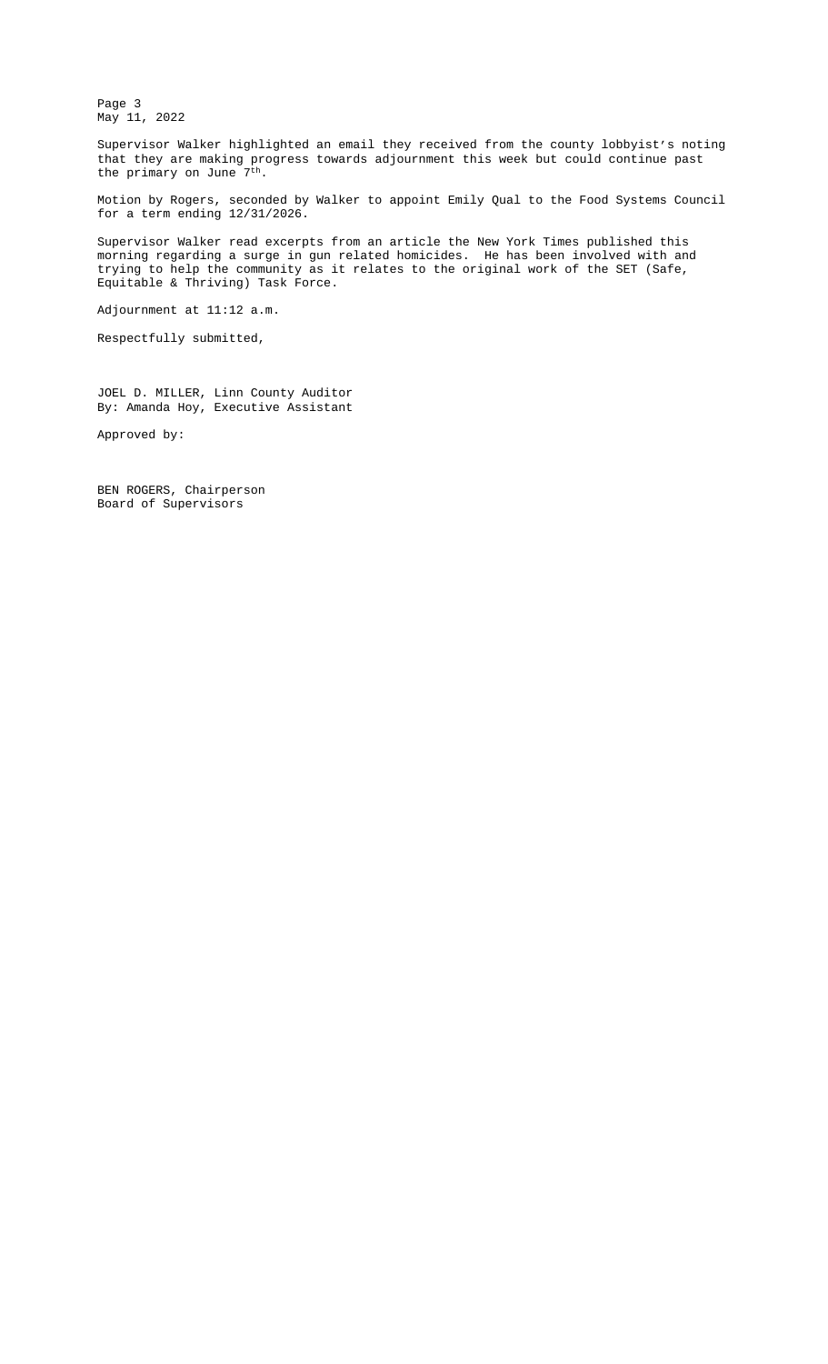Supervisor Walker highlighted an email they received from the county lobbyist's noting that they are making progress towards adjournment this week but could continue past the primary on June 7th.

Motion by Rogers, seconded by Walker to appoint Emily Qual to the Food Systems Council for a term ending 12/31/2026.

Supervisor Walker read excerpts from an article the New York Times published this morning regarding a surge in gun related homicides. He has been involved with and trying to help the community as it relates to the original work of the SET (Safe, Equitable & Thriving) Task Force.

Adjournment at 11:12 a.m.

Respectfully submitted,

JOEL D. MILLER, Linn County Auditor
By: Amanda Hoy, Executive Assistant

Approved by:

BEN ROGERS, Chairperson
Board of Supervisors